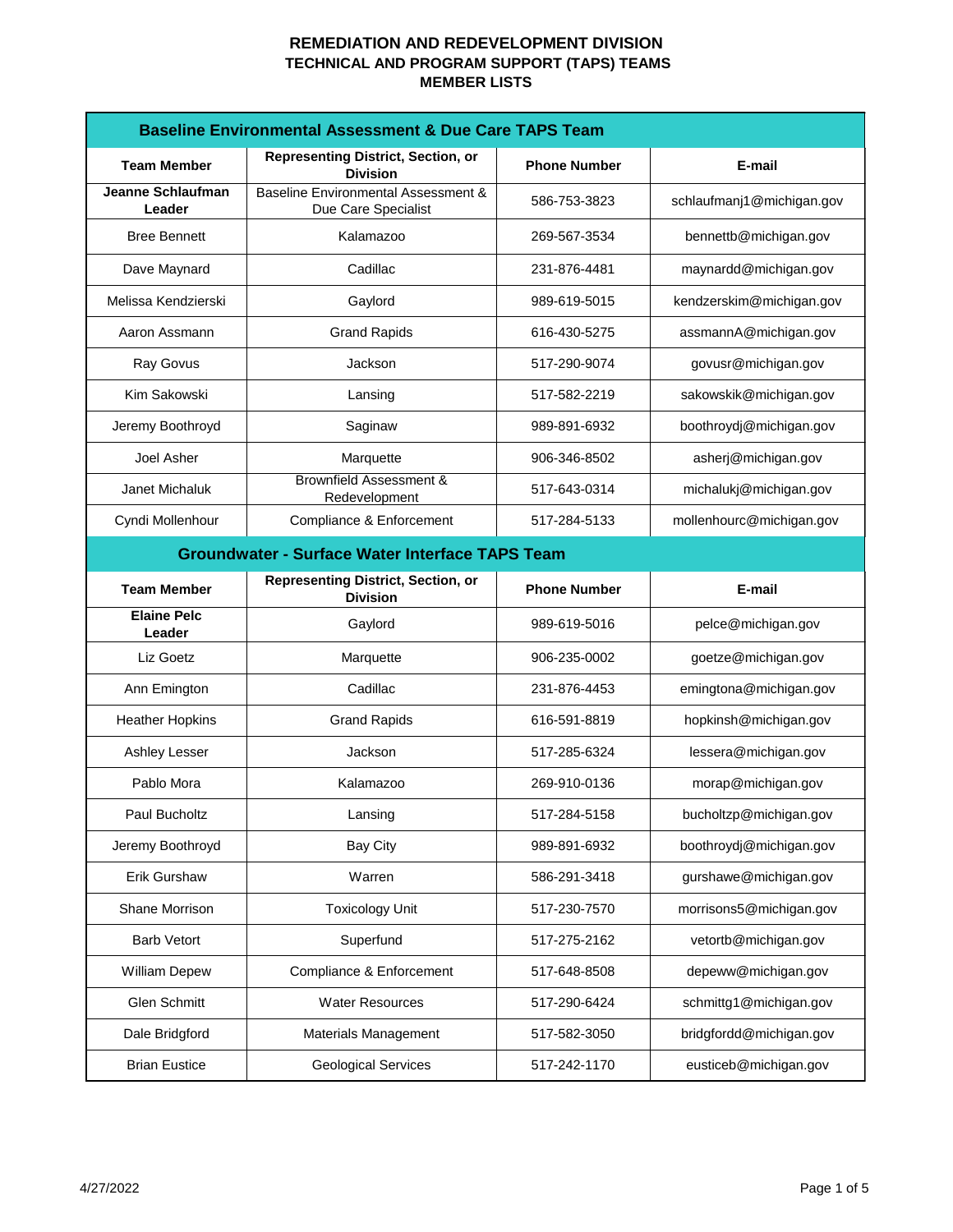# REMEDIATION AND REDEVELOPMENT DIVISION
## TECHNICAL AND PROGRAM SUPPORT (TAPS) TEAMS
## MEMBER LISTS

| Baseline Environmental Assessment & Due Care TAPS Team | | | |
|---|---|---|---|
| **Team Member** | **Representing District, Section, or Division** | **Phone Number** | **E-mail** |
| **Jeanne Schlaufman Leader** | Baseline Environmental Assessment & Due Care Specialist | 586-753-3823 | schlaufmanj1@michigan.gov |
| Bree Bennett | Kalamazoo | 269-567-3534 | bennettb@michigan.gov |
| Dave Maynard | Cadillac | 231-876-4481 | maynardd@michigan.gov |
| Melissa Kendzierski | Gaylord | 989-619-5015 | kendzerskim@michigan.gov |
| Aaron Assmann | Grand Rapids | 616-430-5275 | assmannA@michigan.gov |
| Ray Govus | Jackson | 517-290-9074 | govusr@michigan.gov |
| Kim Sakowski | Lansing | 517-582-2219 | sakowskik@michigan.gov |
| Jeremy Boothroyd | Saginaw | 989-891-6932 | boothroydj@michigan.gov |
| Joel Asher | Marquette | 906-346-8502 | asherj@michigan.gov |
| Janet Michaluk | Brownfield Assessment & Redevelopment | 517-643-0314 | michalukj@michigan.gov |
| Cyndi Mollenhour | Compliance & Enforcement | 517-284-5133 | mollenhourc@michigan.gov |

| Groundwater - Surface Water Interface TAPS Team | | | |
|---|---|---|---|
| **Team Member** | **Representing District, Section, or Division** | **Phone Number** | **E-mail** |
| **Elaine Pelc Leader** | Gaylord | 989-619-5016 | pelce@michigan.gov |
| Liz Goetz | Marquette | 906-235-0002 | goetze@michigan.gov |
| Ann Emington | Cadillac | 231-876-4453 | emingtona@michigan.gov |
| Heather Hopkins | Grand Rapids | 616-591-8819 | hopkinsh@michigan.gov |
| Ashley Lesser | Jackson | 517-285-6324 | lessera@michigan.gov |
| Pablo Mora | Kalamazoo | 269-910-0136 | morap@michigan.gov |
| Paul Bucholtz | Lansing | 517-284-5158 | bucholtzp@michigan.gov |
| Jeremy Boothroyd | Bay City | 989-891-6932 | boothroydj@michigan.gov |
| Erik Gurshaw | Warren | 586-291-3418 | gurshawe@michigan.gov |
| Shane Morrison | Toxicology Unit | 517-230-7570 | morrisons5@michigan.gov |
| Barb Vetort | Superfund | 517-275-2162 | vetortb@michigan.gov |
| William Depew | Compliance & Enforcement | 517-648-8508 | depeww@michigan.gov |
| Glen Schmitt | Water Resources | 517-290-6424 | schmittg1@michigan.gov |
| Dale Bridgford | Materials Management | 517-582-3050 | bridgfordd@michigan.gov |
| Brian Eustice | Geological Services | 517-242-1170 | eusticeb@michigan.gov |

4/27/2022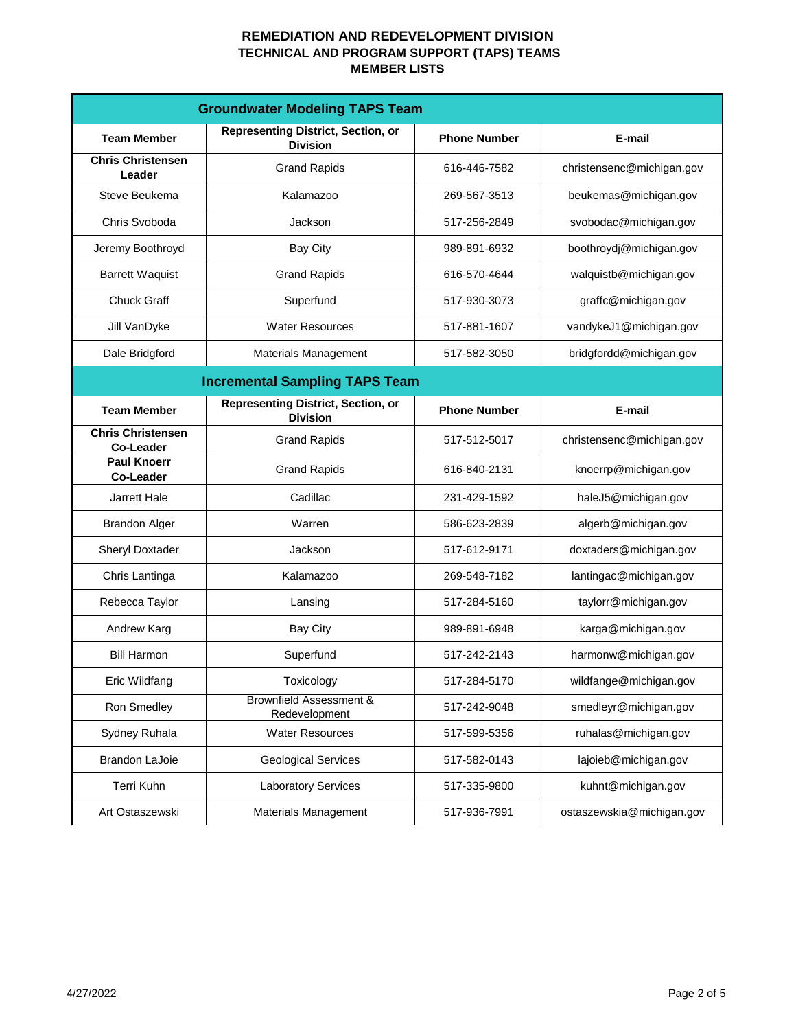# REMEDIATION AND REDEVELOPMENT DIVISION
## TECHNICAL AND PROGRAM SUPPORT (TAPS) TEAMS
## MEMBER LISTS

### Groundwater Modeling TAPS Team

| Team Member | Representing District, Section, or Division | Phone Number | E-mail |
|---|---|---|---|
| **Chris Christensen Leader** | Grand Rapids | 616-446-7582 | christensenc@michigan.gov |
| Steve Beukema | Kalamazoo | 269-567-3513 | beukemas@michigan.gov |
| Chris Svoboda | Jackson | 517-256-2849 | svobodac@michigan.gov |
| Jeremy Boothroyd | Bay City | 989-891-6932 | boothroydj@michigan.gov |
| Barrett Waquist | Grand Rapids | 616-570-4644 | walquistb@michigan.gov |
| Chuck Graff | Superfund | 517-930-3073 | graffc@michigan.gov |
| Jill VanDyke | Water Resources | 517-881-1607 | vandykeJ1@michigan.gov |
| Dale Bridgford | Materials Management | 517-582-3050 | bridgfordd@michigan.gov |

### Incremental Sampling TAPS Team

| Team Member | Representing District, Section, or Division | Phone Number | E-mail |
|---|---|---|---|
| **Chris Christensen Co-Leader** | Grand Rapids | 517-512-5017 | christensenc@michigan.gov |
| **Paul Knoerr Co-Leader** | Grand Rapids | 616-840-2131 | knoerrp@michigan.gov |
| Jarrett Hale | Cadillac | 231-429-1592 | haleJ5@michigan.gov |
| Brandon Alger | Warren | 586-623-2839 | algerb@michigan.gov |
| Sheryl Doxtader | Jackson | 517-612-9171 | doxtaders@michigan.gov |
| Chris Lantinga | Kalamazoo | 269-548-7182 | lantingac@michigan.gov |
| Rebecca Taylor | Lansing | 517-284-5160 | taylorr@michigan.gov |
| Andrew Karg | Bay City | 989-891-6948 | karga@michigan.gov |
| Bill Harmon | Superfund | 517-242-2143 | harmonw@michigan.gov |
| Eric Wildfang | Toxicology | 517-284-5170 | wildfange@michigan.gov |
| Ron Smedley | Brownfield Assessment & Redevelopment | 517-242-9048 | smedleyr@michigan.gov |
| Sydney Ruhala | Water Resources | 517-599-5356 | ruhalas@michigan.gov |
| Brandon LaJoie | Geological Services | 517-582-0143 | lajoieb@michigan.gov |
| Terri Kuhn | Laboratory Services | 517-335-9800 | kuhnt@michigan.gov |
| Art Ostaszewski | Materials Management | 517-936-7991 | ostaszewskia@michigan.gov |

4/27/2022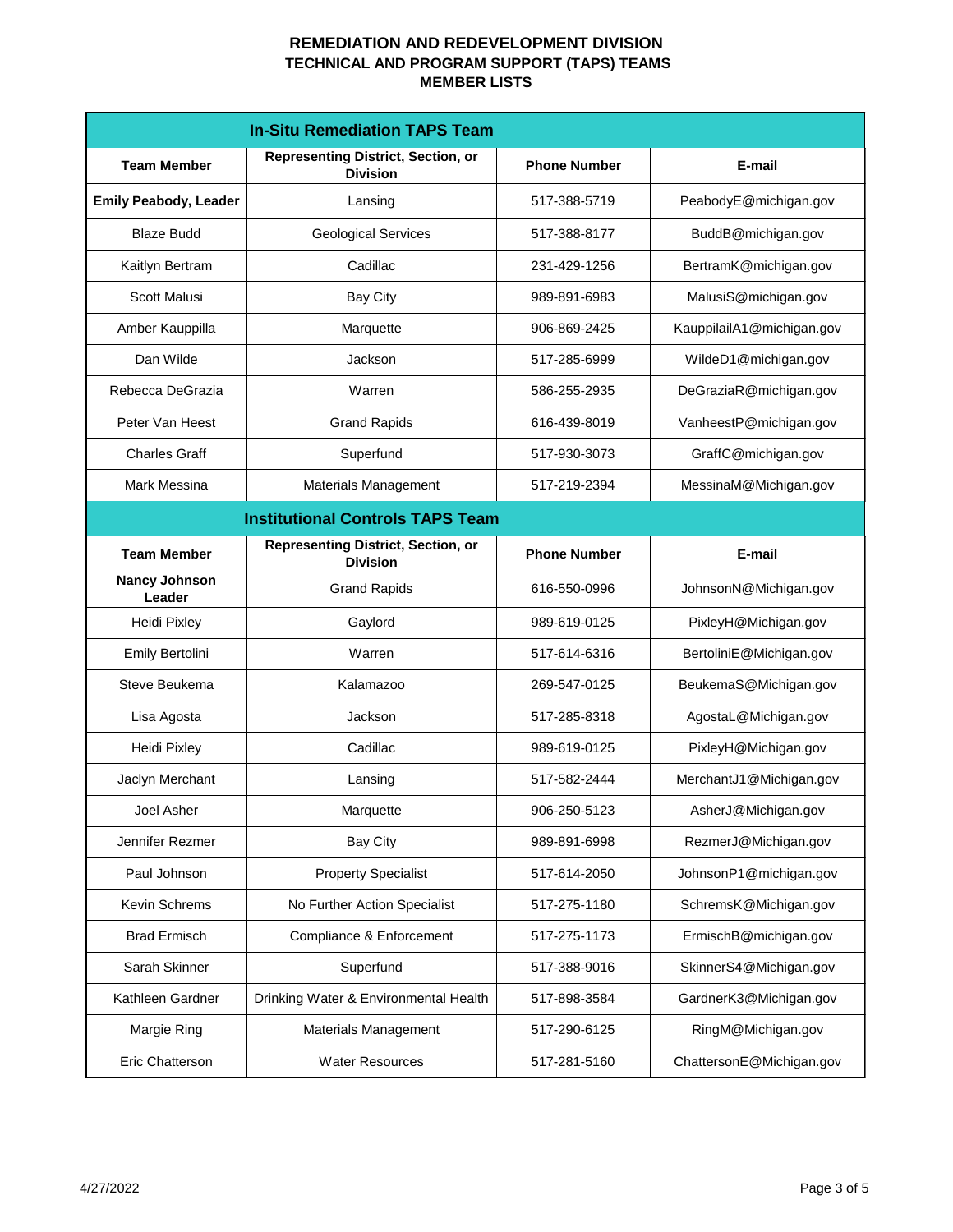# REMEDIATION AND REDEVELOPMENT DIVISION
## TECHNICAL AND PROGRAM SUPPORT (TAPS) TEAMS
## MEMBER LISTS

| In-Situ Remediation TAPS Team | | | |
|---|---|---|---|
| **Team Member** | **Representing District, Section, or Division** | **Phone Number** | **E-mail** |
| **Emily Peabody, Leader** | Lansing | 517-388-5719 | PeabodyE@michigan.gov |
| Blaze Budd | Geological Services | 517-388-8177 | BuddB@michigan.gov |
| Kaitlyn Bertram | Cadillac | 231-429-1256 | BertramK@michigan.gov |
| Scott Malusi | Bay City | 989-891-6983 | MalusiS@michigan.gov |
| Amber Kauppilla | Marquette | 906-869-2425 | KauppilailA1@michigan.gov |
| Dan Wilde | Jackson | 517-285-6999 | WildeD1@michigan.gov |
| Rebecca DeGrazia | Warren | 586-255-2935 | DeGraziaR@michigan.gov |
| Peter Van Heest | Grand Rapids | 616-439-8019 | VanheestP@michigan.gov |
| Charles Graff | Superfund | 517-930-3073 | GraffC@michigan.gov |
| Mark Messina | Materials Management | 517-219-2394 | MessinaM@Michigan.gov |

| Institutional Controls TAPS Team | | | |
|---|---|---|---|
| **Team Member** | **Representing District, Section, or Division** | **Phone Number** | **E-mail** |
| **Nancy Johnson Leader** | Grand Rapids | 616-550-0996 | JohnsonN@Michigan.gov |
| Heidi Pixley | Gaylord | 989-619-0125 | PixleyH@Michigan.gov |
| Emily Bertolini | Warren | 517-614-6316 | BertoliniE@Michigan.gov |
| Steve Beukema | Kalamazoo | 269-547-0125 | BeukemaS@Michigan.gov |
| Lisa Agosta | Jackson | 517-285-8318 | AgostaL@Michigan.gov |
| Heidi Pixley | Cadillac | 989-619-0125 | PixleyH@Michigan.gov |
| Jaclyn Merchant | Lansing | 517-582-2444 | MerchantJ1@Michigan.gov |
| Joel Asher | Marquette | 906-250-5123 | AsherJ@Michigan.gov |
| Jennifer Rezmer | Bay City | 989-891-6998 | RezmerJ@Michigan.gov |
| Paul Johnson | Property Specialist | 517-614-2050 | JohnsonP1@michigan.gov |
| Kevin Schrems | No Further Action Specialist | 517-275-1180 | SchremsK@Michigan.gov |
| Brad Ermisch | Compliance & Enforcement | 517-275-1173 | ErmischB@michigan.gov |
| Sarah Skinner | Superfund | 517-388-9016 | SkinnerS4@Michigan.gov |
| Kathleen Gardner | Drinking Water & Environmental Health | 517-898-3584 | GardnerK3@Michigan.gov |
| Margie Ring | Materials Management | 517-290-6125 | RingM@Michigan.gov |
| Eric Chatterson | Water Resources | 517-281-5160 | ChattersonE@Michigan.gov |

4/27/2022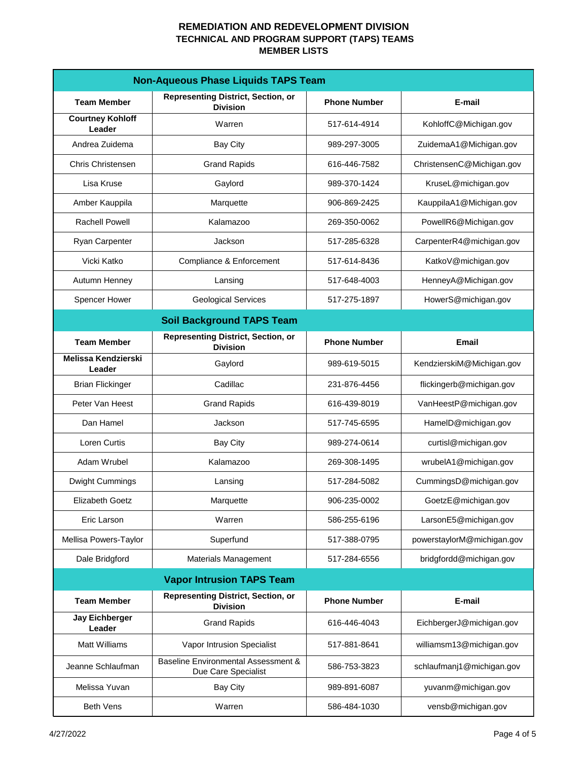# REMEDIATION AND REDEVELOPMENT DIVISION
## TECHNICAL AND PROGRAM SUPPORT (TAPS) TEAMS
## MEMBER LISTS

### Non-Aqueous Phase Liquids TAPS Team

| Team Member | Representing District, Section, or Division | Phone Number | E-mail |
|---|---|---|---|
| **Courtney Kohloff Leader** | Warren | 517-614-4914 | KohloffC@Michigan.gov |
| Andrea Zuidema | Bay City | 989-297-3005 | ZuidemaA1@Michigan.gov |
| Chris Christensen | Grand Rapids | 616-446-7582 | ChristensenC@Michigan.gov |
| Lisa Kruse | Gaylord | 989-370-1424 | KruseL@michigan.gov |
| Amber Kauppila | Marquette | 906-869-2425 | KauppilaA1@Michigan.gov |
| Rachell Powell | Kalamazoo | 269-350-0062 | PowellR6@Michigan.gov |
| Ryan Carpenter | Jackson | 517-285-6328 | CarpenterR4@michigan.gov |
| Vicki Katko | Compliance & Enforcement | 517-614-8436 | KatkoV@michigan.gov |
| Autumn Henney | Lansing | 517-648-4003 | HenneyA@Michigan.gov |
| Spencer Hower | Geological Services | 517-275-1897 | HowerS@michigan.gov |

### Soil Background TAPS Team

| Team Member | Representing District, Section, or Division | Phone Number | Email |
|---|---|---|---|
| **Melissa Kendzierski Leader** | Gaylord | 989-619-5015 | KendzierskiM@Michigan.gov |
| Brian Flickinger | Cadillac | 231-876-4456 | flickingerb@michigan.gov |
| Peter Van Heest | Grand Rapids | 616-439-8019 | VanHeestP@michigan.gov |
| Dan Hamel | Jackson | 517-745-6595 | HamelD@michigan.gov |
| Loren Curtis | Bay City | 989-274-0614 | curtisl@michigan.gov |
| Adam Wrubel | Kalamazoo | 269-308-1495 | wrubelA1@michigan.gov |
| Dwight Cummings | Lansing | 517-284-5082 | CummingsD@michigan.gov |
| Elizabeth Goetz | Marquette | 906-235-0002 | GoetzE@michigan.gov |
| Eric Larson | Warren | 586-255-6196 | LarsonE5@michigan.gov |
| Mellisa Powers-Taylor | Superfund | 517-388-0795 | powerstaylorM@michigan.gov |
| Dale Bridgford | Materials Management | 517-284-6556 | bridgfordd@michigan.gov |

### Vapor Intrusion TAPS Team

| Team Member | Representing District, Section, or Division | Phone Number | E-mail |
|---|---|---|---|
| **Jay Eichberger Leader** | Grand Rapids | 616-446-4043 | EichbergerJ@michigan.gov |
| Matt Williams | Vapor Intrusion Specialist | 517-881-8641 | williamsm13@michigan.gov |
| Jeanne Schlaufman | Baseline Environmental Assessment & Due Care Specialist | 586-753-3823 | schlaufmanj1@michigan.gov |
| Melissa Yuvan | Bay City | 989-891-6087 | yuvanm@michigan.gov |
| Beth Vens | Warren | 586-484-1030 | vensb@michigan.gov |

4/27/2022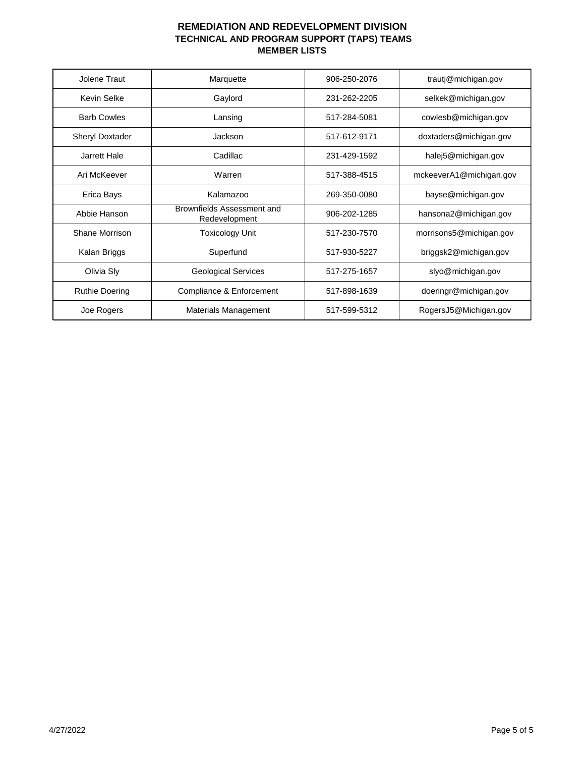**REMEDIATION AND REDEVELOPMENT DIVISION**
**TECHNICAL AND PROGRAM SUPPORT (TAPS) TEAMS**
**MEMBER LISTS**

| | | | |
|---|---|---|---|
| Jolene Traut | Marquette | 906-250-2076 | trautj@michigan.gov |
| Kevin Selke | Gaylord | 231-262-2205 | selkek@michigan.gov |
| Barb Cowles | Lansing | 517-284-5081 | cowlesb@michigan.gov |
| Sheryl Doxtader | Jackson | 517-612-9171 | doxtaders@michigan.gov |
| Jarrett Hale | Cadillac | 231-429-1592 | halej5@michigan.gov |
| Ari McKeever | Warren | 517-388-4515 | mckeeverA1@michigan.gov |
| Erica Bays | Kalamazoo | 269-350-0080 | bayse@michigan.gov |
| Abbie Hanson | Brownfields Assessment and Redevelopment | 906-202-1285 | hansona2@michigan.gov |
| Shane Morrison | Toxicology Unit | 517-230-7570 | morrisons5@michigan.gov |
| Kalan Briggs | Superfund | 517-930-5227 | briggsk2@michigan.gov |
| Olivia Sly | Geological Services | 517-275-1657 | slyo@michigan.gov |
| Ruthie Doering | Compliance & Enforcement | 517-898-1639 | doeringr@michigan.gov |
| Joe Rogers | Materials Management | 517-599-5312 | RogersJ5@Michigan.gov |

4/27/2022